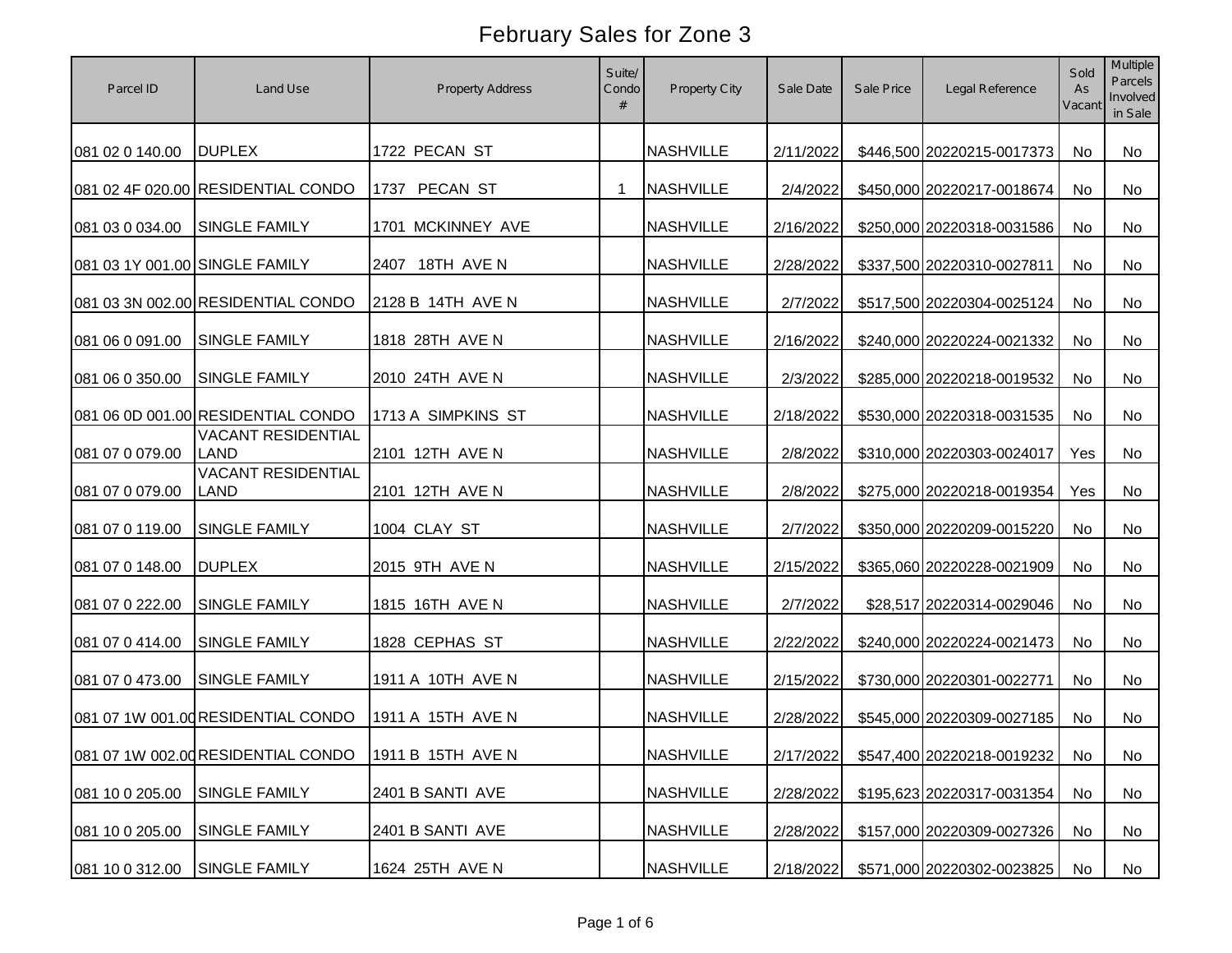# February Sales for Zone 3

| Parcel ID | Land Use | Property Address | Suite/ Condo # | Property City | Sale Date | Sale Price | Legal Reference | Sold As Vacant | Multiple Parcels Involved in Sale |
|---|---|---|---|---|---|---|---|---|---|
| 081 02 0 140.00 | DUPLEX | 1722 PECAN ST | | NASHVILLE | 2/11/2022 | $446,500 | 20220215-0017373 | No | No |
| 081 02 4F 020.00 | RESIDENTIAL CONDO | 1737 PECAN ST | 1 | NASHVILLE | 2/4/2022 | $450,000 | 20220217-0018674 | No | No |
| 081 03 0 034.00 | SINGLE FAMILY | 1701 MCKINNEY AVE | | NASHVILLE | 2/16/2022 | $250,000 | 20220318-0031586 | No | No |
| 081 03 1Y 001.00 | SINGLE FAMILY | 2407 18TH AVE N | | NASHVILLE | 2/28/2022 | $337,500 | 20220310-0027811 | No | No |
| 081 03 3N 002.00 | RESIDENTIAL CONDO | 2128 B 14TH AVE N | | NASHVILLE | 2/7/2022 | $517,500 | 20220304-0025124 | No | No |
| 081 06 0 091.00 | SINGLE FAMILY | 1818 28TH AVE N | | NASHVILLE | 2/16/2022 | $240,000 | 20220224-0021332 | No | No |
| 081 06 0 350.00 | SINGLE FAMILY | 2010 24TH AVE N | | NASHVILLE | 2/3/2022 | $285,000 | 20220218-0019532 | No | No |
| 081 06 0D 001.00 | RESIDENTIAL CONDO | 1713 A SIMPKINS ST | | NASHVILLE | 2/18/2022 | $530,000 | 20220318-0031535 | No | No |
| 081 07 0 079.00 | VACANT RESIDENTIAL LAND | 2101 12TH AVE N | | NASHVILLE | 2/8/2022 | $310,000 | 20220303-0024017 | Yes | No |
| 081 07 0 079.00 | VACANT RESIDENTIAL LAND | 2101 12TH AVE N | | NASHVILLE | 2/8/2022 | $275,000 | 20220218-0019354 | Yes | No |
| 081 07 0 119.00 | SINGLE FAMILY | 1004 CLAY ST | | NASHVILLE | 2/7/2022 | $350,000 | 20220209-0015220 | No | No |
| 081 07 0 148.00 | DUPLEX | 2015 9TH AVE N | | NASHVILLE | 2/15/2022 | $365,060 | 20220228-0021909 | No | No |
| 081 07 0 222.00 | SINGLE FAMILY | 1815 16TH AVE N | | NASHVILLE | 2/7/2022 | $28,517 | 20220314-0029046 | No | No |
| 081 07 0 414.00 | SINGLE FAMILY | 1828 CEPHAS ST | | NASHVILLE | 2/22/2022 | $240,000 | 20220224-0021473 | No | No |
| 081 07 0 473.00 | SINGLE FAMILY | 1911 A 10TH AVE N | | NASHVILLE | 2/15/2022 | $730,000 | 20220301-0022771 | No | No |
| 081 07 1W 001.00 | RESIDENTIAL CONDO | 1911 A 15TH AVE N | | NASHVILLE | 2/28/2022 | $545,000 | 20220309-0027185 | No | No |
| 081 07 1W 002.00 | RESIDENTIAL CONDO | 1911 B 15TH AVE N | | NASHVILLE | 2/17/2022 | $547,400 | 20220218-0019232 | No | No |
| 081 10 0 205.00 | SINGLE FAMILY | 2401 B SANTI AVE | | NASHVILLE | 2/28/2022 | $195,623 | 20220317-0031354 | No | No |
| 081 10 0 205.00 | SINGLE FAMILY | 2401 B SANTI AVE | | NASHVILLE | 2/28/2022 | $157,000 | 20220309-0027326 | No | No |
| 081 10 0 312.00 | SINGLE FAMILY | 1624 25TH AVE N | | NASHVILLE | 2/18/2022 | $571,000 | 20220302-0023825 | No | No |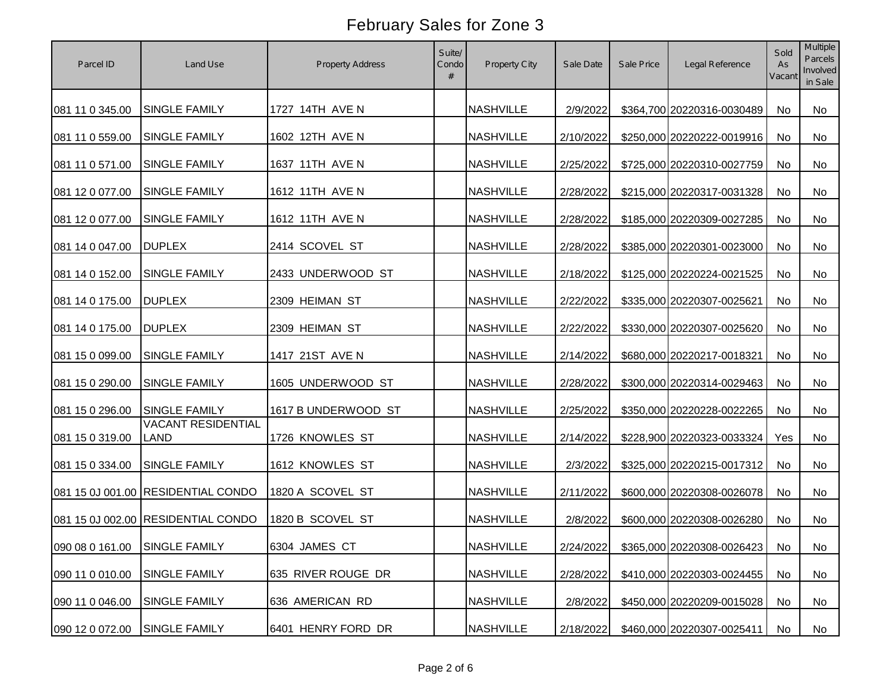# February Sales for Zone 3

| Parcel ID | Land Use | Property Address | Suite/ Condo # | Property City | Sale Date | Sale Price | Legal Reference | Sold As Vacant | Multiple Parcels Involved in Sale |
|---|---|---|---|---|---|---|---|---|---|
| 081 11 0 345.00 | SINGLE FAMILY | 1727 14TH AVE N | | NASHVILLE | 2/9/2022 | $364,700 | 20220316-0030489 | No | No |
| 081 11 0 559.00 | SINGLE FAMILY | 1602 12TH AVE N | | NASHVILLE | 2/10/2022 | $250,000 | 20220222-0019916 | No | No |
| 081 11 0 571.00 | SINGLE FAMILY | 1637 11TH AVE N | | NASHVILLE | 2/25/2022 | $725,000 | 20220310-0027759 | No | No |
| 081 12 0 077.00 | SINGLE FAMILY | 1612 11TH AVE N | | NASHVILLE | 2/28/2022 | $215,000 | 20220317-0031328 | No | No |
| 081 12 0 077.00 | SINGLE FAMILY | 1612 11TH AVE N | | NASHVILLE | 2/28/2022 | $185,000 | 20220309-0027285 | No | No |
| 081 14 0 047.00 | DUPLEX | 2414 SCOVEL ST | | NASHVILLE | 2/28/2022 | $385,000 | 20220301-0023000 | No | No |
| 081 14 0 152.00 | SINGLE FAMILY | 2433 UNDERWOOD ST | | NASHVILLE | 2/18/2022 | $125,000 | 20220224-0021525 | No | No |
| 081 14 0 175.00 | DUPLEX | 2309 HEIMAN ST | | NASHVILLE | 2/22/2022 | $335,000 | 20220307-0025621 | No | No |
| 081 14 0 175.00 | DUPLEX | 2309 HEIMAN ST | | NASHVILLE | 2/22/2022 | $330,000 | 20220307-0025620 | No | No |
| 081 15 0 099.00 | SINGLE FAMILY | 1417 21ST AVE N | | NASHVILLE | 2/14/2022 | $680,000 | 20220217-0018321 | No | No |
| 081 15 0 290.00 | SINGLE FAMILY | 1605 UNDERWOOD ST | | NASHVILLE | 2/28/2022 | $300,000 | 20220314-0029463 | No | No |
| 081 15 0 296.00 | SINGLE FAMILY | 1617 B UNDERWOOD ST | | NASHVILLE | 2/25/2022 | $350,000 | 20220228-0022265 | No | No |
| 081 15 0 319.00 | VACANT RESIDENTIAL LAND | 1726 KNOWLES ST | | NASHVILLE | 2/14/2022 | $228,900 | 20220323-0033324 | Yes | No |
| 081 15 0 334.00 | SINGLE FAMILY | 1612 KNOWLES ST | | NASHVILLE | 2/3/2022 | $325,000 | 20220215-0017312 | No | No |
| 081 15 0J 001.00 | RESIDENTIAL CONDO | 1820 A SCOVEL ST | | NASHVILLE | 2/11/2022 | $600,000 | 20220308-0026078 | No | No |
| 081 15 0J 002.00 | RESIDENTIAL CONDO | 1820 B SCOVEL ST | | NASHVILLE | 2/8/2022 | $600,000 | 20220308-0026280 | No | No |
| 090 08 0 161.00 | SINGLE FAMILY | 6304 JAMES CT | | NASHVILLE | 2/24/2022 | $365,000 | 20220308-0026423 | No | No |
| 090 11 0 010.00 | SINGLE FAMILY | 635 RIVER ROUGE DR | | NASHVILLE | 2/28/2022 | $410,000 | 20220303-0024455 | No | No |
| 090 11 0 046.00 | SINGLE FAMILY | 636 AMERICAN RD | | NASHVILLE | 2/8/2022 | $450,000 | 20220209-0015028 | No | No |
| 090 12 0 072.00 | SINGLE FAMILY | 6401 HENRY FORD DR | | NASHVILLE | 2/18/2022 | $460,000 | 20220307-0025411 | No | No |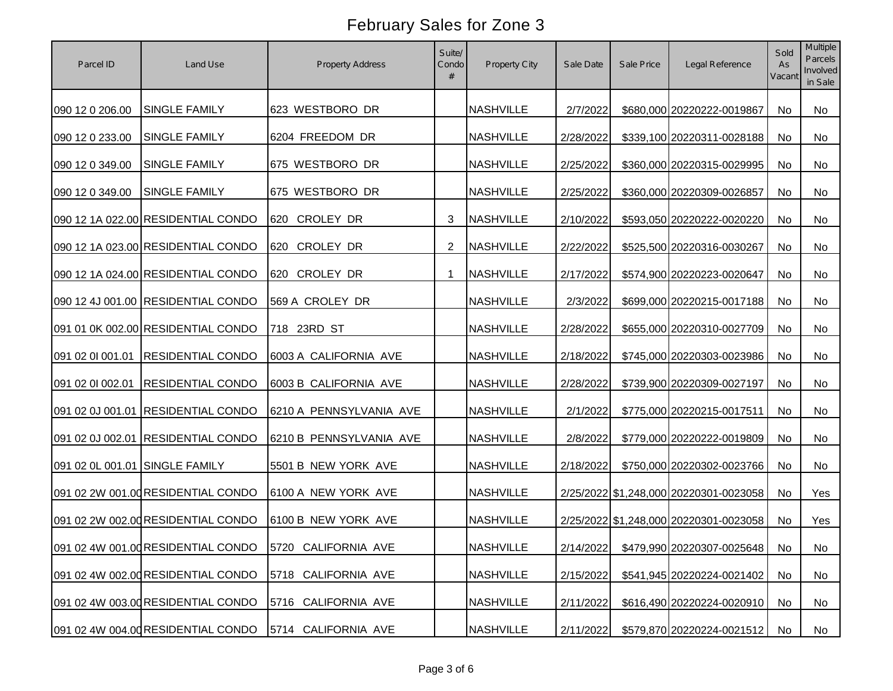# February Sales for Zone 3

| Parcel ID | Land Use | Property Address | Suite/ Condo # | Property City | Sale Date | Sale Price | Legal Reference | Sold As Vacant | Multiple Parcels Involved in Sale |
|---|---|---|---|---|---|---|---|---|---|
| 090 12 0 206.00 | SINGLE FAMILY | 623 WESTBORO DR | | NASHVILLE | 2/7/2022 | $680,000 | 20220222-0019867 | No | No |
| 090 12 0 233.00 | SINGLE FAMILY | 6204 FREEDOM DR | | NASHVILLE | 2/28/2022 | $339,100 | 20220311-0028188 | No | No |
| 090 12 0 349.00 | SINGLE FAMILY | 675 WESTBORO DR | | NASHVILLE | 2/25/2022 | $360,000 | 20220315-0029995 | No | No |
| 090 12 0 349.00 | SINGLE FAMILY | 675 WESTBORO DR | | NASHVILLE | 2/25/2022 | $360,000 | 20220309-0026857 | No | No |
| 090 12 1A 022.00 | RESIDENTIAL CONDO | 620 CROLEY DR | 3 | NASHVILLE | 2/10/2022 | $593,050 | 20220222-0020220 | No | No |
| 090 12 1A 023.00 | RESIDENTIAL CONDO | 620 CROLEY DR | 2 | NASHVILLE | 2/22/2022 | $525,500 | 20220316-0030267 | No | No |
| 090 12 1A 024.00 | RESIDENTIAL CONDO | 620 CROLEY DR | 1 | NASHVILLE | 2/17/2022 | $574,900 | 20220223-0020647 | No | No |
| 090 12 4J 001.00 | RESIDENTIAL CONDO | 569 A CROLEY DR | | NASHVILLE | 2/3/2022 | $699,000 | 20220215-0017188 | No | No |
| 091 01 0K 002.00 | RESIDENTIAL CONDO | 718 23RD ST | | NASHVILLE | 2/28/2022 | $655,000 | 20220310-0027709 | No | No |
| 091 02 0I 001.01 | RESIDENTIAL CONDO | 6003 A CALIFORNIA AVE | | NASHVILLE | 2/18/2022 | $745,000 | 20220303-0023986 | No | No |
| 091 02 0I 002.01 | RESIDENTIAL CONDO | 6003 B CALIFORNIA AVE | | NASHVILLE | 2/28/2022 | $739,900 | 20220309-0027197 | No | No |
| 091 02 0J 001.01 | RESIDENTIAL CONDO | 6210 A PENNSYLVANIA AVE | | NASHVILLE | 2/1/2022 | $775,000 | 20220215-0017511 | No | No |
| 091 02 0J 002.01 | RESIDENTIAL CONDO | 6210 B PENNSYLVANIA AVE | | NASHVILLE | 2/8/2022 | $779,000 | 20220222-0019809 | No | No |
| 091 02 0L 001.01 | SINGLE FAMILY | 5501 B NEW YORK AVE | | NASHVILLE | 2/18/2022 | $750,000 | 20220302-0023766 | No | No |
| 091 02 2W 001.00 | RESIDENTIAL CONDO | 6100 A NEW YORK AVE | | NASHVILLE | 2/25/2022 | $1,248,000 | 20220301-0023058 | No | Yes |
| 091 02 2W 002.00 | RESIDENTIAL CONDO | 6100 B NEW YORK AVE | | NASHVILLE | 2/25/2022 | $1,248,000 | 20220301-0023058 | No | Yes |
| 091 02 4W 001.00 | RESIDENTIAL CONDO | 5720 CALIFORNIA AVE | | NASHVILLE | 2/14/2022 | $479,990 | 20220307-0025648 | No | No |
| 091 02 4W 002.00 | RESIDENTIAL CONDO | 5718 CALIFORNIA AVE | | NASHVILLE | 2/15/2022 | $541,945 | 20220224-0021402 | No | No |
| 091 02 4W 003.00 | RESIDENTIAL CONDO | 5716 CALIFORNIA AVE | | NASHVILLE | 2/11/2022 | $616,490 | 20220224-0020910 | No | No |
| 091 02 4W 004.00 | RESIDENTIAL CONDO | 5714 CALIFORNIA AVE | | NASHVILLE | 2/11/2022 | $579,870 | 20220224-0021512 | No | No |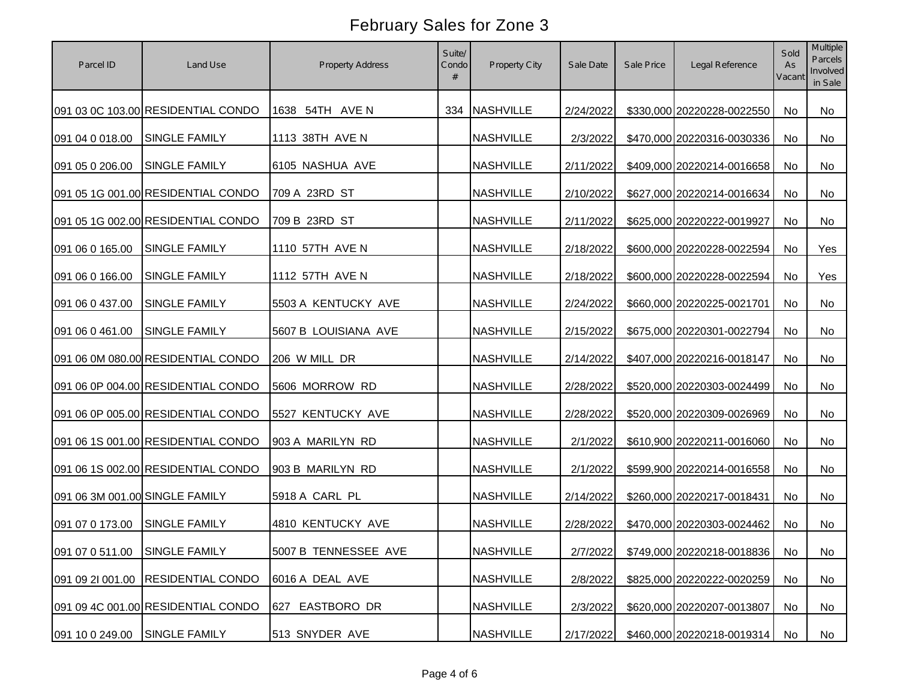# February Sales for Zone 3

| Parcel ID | Land Use | Property Address | Suite/ Condo # | Property City | Sale Date | Sale Price | Legal Reference | Sold As Vacant | Multiple Parcels Involved in Sale |
|---|---|---|---|---|---|---|---|---|---|
| 091 03 0C 103.00 | RESIDENTIAL CONDO | 1638 54TH AVE N | 334 | NASHVILLE | 2/24/2022 | $330,000 | 20220228-0022550 | No | No |
| 091 04 0 018.00 | SINGLE FAMILY | 1113 38TH AVE N | | NASHVILLE | 2/3/2022 | $470,000 | 20220316-0030336 | No | No |
| 091 05 0 206.00 | SINGLE FAMILY | 6105 NASHUA AVE | | NASHVILLE | 2/11/2022 | $409,000 | 20220214-0016658 | No | No |
| 091 05 1G 001.00 | RESIDENTIAL CONDO | 709 A 23RD ST | | NASHVILLE | 2/10/2022 | $627,000 | 20220214-0016634 | No | No |
| 091 05 1G 002.00 | RESIDENTIAL CONDO | 709 B 23RD ST | | NASHVILLE | 2/11/2022 | $625,000 | 20220222-0019927 | No | No |
| 091 06 0 165.00 | SINGLE FAMILY | 1110 57TH AVE N | | NASHVILLE | 2/18/2022 | $600,000 | 20220228-0022594 | No | Yes |
| 091 06 0 166.00 | SINGLE FAMILY | 1112 57TH AVE N | | NASHVILLE | 2/18/2022 | $600,000 | 20220228-0022594 | No | Yes |
| 091 06 0 437.00 | SINGLE FAMILY | 5503 A KENTUCKY AVE | | NASHVILLE | 2/24/2022 | $660,000 | 20220225-0021701 | No | No |
| 091 06 0 461.00 | SINGLE FAMILY | 5607 B LOUISIANA AVE | | NASHVILLE | 2/15/2022 | $675,000 | 20220301-0022794 | No | No |
| 091 06 0M 080.00 | RESIDENTIAL CONDO | 206 W MILL DR | | NASHVILLE | 2/14/2022 | $407,000 | 20220216-0018147 | No | No |
| 091 06 0P 004.00 | RESIDENTIAL CONDO | 5606 MORROW RD | | NASHVILLE | 2/28/2022 | $520,000 | 20220303-0024499 | No | No |
| 091 06 0P 005.00 | RESIDENTIAL CONDO | 5527 KENTUCKY AVE | | NASHVILLE | 2/28/2022 | $520,000 | 20220309-0026969 | No | No |
| 091 06 1S 001.00 | RESIDENTIAL CONDO | 903 A MARILYN RD | | NASHVILLE | 2/1/2022 | $610,900 | 20220211-0016060 | No | No |
| 091 06 1S 002.00 | RESIDENTIAL CONDO | 903 B MARILYN RD | | NASHVILLE | 2/1/2022 | $599,900 | 20220214-0016558 | No | No |
| 091 06 3M 001.00 | SINGLE FAMILY | 5918 A CARL PL | | NASHVILLE | 2/14/2022 | $260,000 | 20220217-0018431 | No | No |
| 091 07 0 173.00 | SINGLE FAMILY | 4810 KENTUCKY AVE | | NASHVILLE | 2/28/2022 | $470,000 | 20220303-0024462 | No | No |
| 091 07 0 511.00 | SINGLE FAMILY | 5007 B TENNESSEE AVE | | NASHVILLE | 2/7/2022 | $749,000 | 20220218-0018836 | No | No |
| 091 09 2I 001.00 | RESIDENTIAL CONDO | 6016 A DEAL AVE | | NASHVILLE | 2/8/2022 | $825,000 | 20220222-0020259 | No | No |
| 091 09 4C 001.00 | RESIDENTIAL CONDO | 627 EASTBORO DR | | NASHVILLE | 2/3/2022 | $620,000 | 20220207-0013807 | No | No |
| 091 10 0 249.00 | SINGLE FAMILY | 513 SNYDER AVE | | NASHVILLE | 2/17/2022 | $460,000 | 20220218-0019314 | No | No |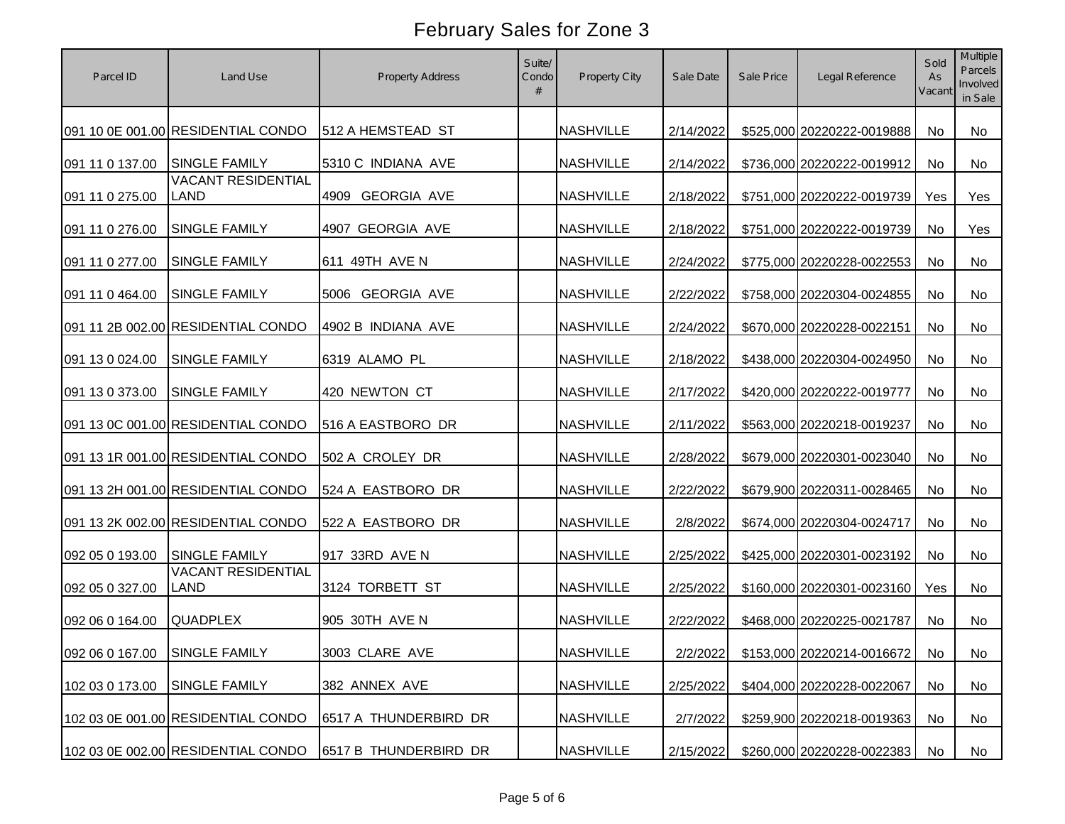# February Sales for Zone 3

| Parcel ID | Land Use | Property Address | Suite/ Condo # | Property City | Sale Date | Sale Price | Legal Reference | Sold As Vacant | Multiple Parcels Involved in Sale |
|---|---|---|---|---|---|---|---|---|---|
| 091 10 0E 001.00 | RESIDENTIAL CONDO | 512 A HEMSTEAD ST | | NASHVILLE | 2/14/2022 | $525,000 | 20220222-0019888 | No | No |
| 091 11 0 137.00 | SINGLE FAMILY | 5310 C INDIANA AVE | | NASHVILLE | 2/14/2022 | $736,000 | 20220222-0019912 | No | No |
| 091 11 0 275.00 | VACANT RESIDENTIAL LAND | 4909 GEORGIA AVE | | NASHVILLE | 2/18/2022 | $751,000 | 20220222-0019739 | Yes | Yes |
| 091 11 0 276.00 | SINGLE FAMILY | 4907 GEORGIA AVE | | NASHVILLE | 2/18/2022 | $751,000 | 20220222-0019739 | No | Yes |
| 091 11 0 277.00 | SINGLE FAMILY | 611 49TH AVE N | | NASHVILLE | 2/24/2022 | $775,000 | 20220228-0022553 | No | No |
| 091 11 0 464.00 | SINGLE FAMILY | 5006 GEORGIA AVE | | NASHVILLE | 2/22/2022 | $758,000 | 20220304-0024855 | No | No |
| 091 11 2B 002.00 | RESIDENTIAL CONDO | 4902 B INDIANA AVE | | NASHVILLE | 2/24/2022 | $670,000 | 20220228-0022151 | No | No |
| 091 13 0 024.00 | SINGLE FAMILY | 6319 ALAMO PL | | NASHVILLE | 2/18/2022 | $438,000 | 20220304-0024950 | No | No |
| 091 13 0 373.00 | SINGLE FAMILY | 420 NEWTON CT | | NASHVILLE | 2/17/2022 | $420,000 | 20220222-0019777 | No | No |
| 091 13 0C 001.00 | RESIDENTIAL CONDO | 516 A EASTBORO DR | | NASHVILLE | 2/11/2022 | $563,000 | 20220218-0019237 | No | No |
| 091 13 1R 001.00 | RESIDENTIAL CONDO | 502 A CROLEY DR | | NASHVILLE | 2/28/2022 | $679,000 | 20220301-0023040 | No | No |
| 091 13 2H 001.00 | RESIDENTIAL CONDO | 524 A EASTBORO DR | | NASHVILLE | 2/22/2022 | $679,900 | 20220311-0028465 | No | No |
| 091 13 2K 002.00 | RESIDENTIAL CONDO | 522 A EASTBORO DR | | NASHVILLE | 2/8/2022 | $674,000 | 20220304-0024717 | No | No |
| 092 05 0 193.00 | SINGLE FAMILY | 917 33RD AVE N | | NASHVILLE | 2/25/2022 | $425,000 | 20220301-0023192 | No | No |
| 092 05 0 327.00 | VACANT RESIDENTIAL LAND | 3124 TORBETT ST | | NASHVILLE | 2/25/2022 | $160,000 | 20220301-0023160 | Yes | No |
| 092 06 0 164.00 | QUADPLEX | 905 30TH AVE N | | NASHVILLE | 2/22/2022 | $468,000 | 20220225-0021787 | No | No |
| 092 06 0 167.00 | SINGLE FAMILY | 3003 CLARE AVE | | NASHVILLE | 2/2/2022 | $153,000 | 20220214-0016672 | No | No |
| 102 03 0 173.00 | SINGLE FAMILY | 382 ANNEX AVE | | NASHVILLE | 2/25/2022 | $404,000 | 20220228-0022067 | No | No |
| 102 03 0E 001.00 | RESIDENTIAL CONDO | 6517 A THUNDERBIRD DR | | NASHVILLE | 2/7/2022 | $259,900 | 20220218-0019363 | No | No |
| 102 03 0E 002.00 | RESIDENTIAL CONDO | 6517 B THUNDERBIRD DR | | NASHVILLE | 2/15/2022 | $260,000 | 20220228-0022383 | No | No |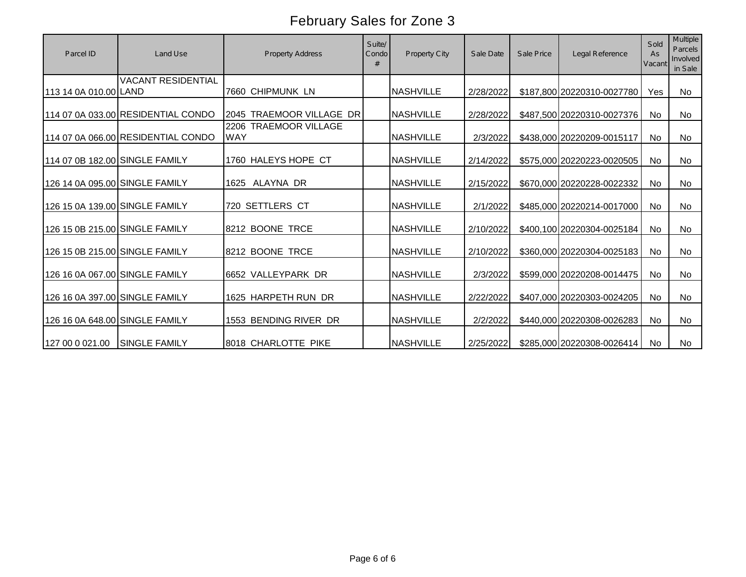# February Sales for Zone 3

| Parcel ID | Land Use | Property Address | Suite/ Condo # | Property City | Sale Date | Sale Price | Legal Reference | Sold As Vacant | Multiple Parcels Involved in Sale |
|---|---|---|---|---|---|---|---|---|---|
| 113 14 0A 010.00 | VACANT RESIDENTIAL LAND | 7660 CHIPMUNK LN | | NASHVILLE | 2/28/2022 | $187,800 | 20220310-0027780 | Yes | No |
| 114 07 0A 033.00 | RESIDENTIAL CONDO | 2045 TRAEMOOR VILLAGE DR | | NASHVILLE | 2/28/2022 | $487,500 | 20220310-0027376 | No | No |
| 114 07 0A 066.00 | RESIDENTIAL CONDO | 2206 TRAEMOOR VILLAGE WAY | | NASHVILLE | 2/3/2022 | $438,000 | 20220209-0015117 | No | No |
| 114 07 0B 182.00 | SINGLE FAMILY | 1760 HALEYS HOPE CT | | NASHVILLE | 2/14/2022 | $575,000 | 20220223-0020505 | No | No |
| 126 14 0A 095.00 | SINGLE FAMILY | 1625 ALAYNA DR | | NASHVILLE | 2/15/2022 | $670,000 | 20220228-0022332 | No | No |
| 126 15 0A 139.00 | SINGLE FAMILY | 720 SETTLERS CT | | NASHVILLE | 2/1/2022 | $485,000 | 20220214-0017000 | No | No |
| 126 15 0B 215.00 | SINGLE FAMILY | 8212 BOONE TRCE | | NASHVILLE | 2/10/2022 | $400,100 | 20220304-0025184 | No | No |
| 126 15 0B 215.00 | SINGLE FAMILY | 8212 BOONE TRCE | | NASHVILLE | 2/10/2022 | $360,000 | 20220304-0025183 | No | No |
| 126 16 0A 067.00 | SINGLE FAMILY | 6652 VALLEYPARK DR | | NASHVILLE | 2/3/2022 | $599,000 | 20220208-0014475 | No | No |
| 126 16 0A 397.00 | SINGLE FAMILY | 1625 HARPETH RUN DR | | NASHVILLE | 2/22/2022 | $407,000 | 20220303-0024205 | No | No |
| 126 16 0A 648.00 | SINGLE FAMILY | 1553 BENDING RIVER DR | | NASHVILLE | 2/2/2022 | $440,000 | 20220308-0026283 | No | No |
| 127 00 0 021.00 | SINGLE FAMILY | 8018 CHARLOTTE PIKE | | NASHVILLE | 2/25/2022 | $285,000 | 20220308-0026414 | No | No |